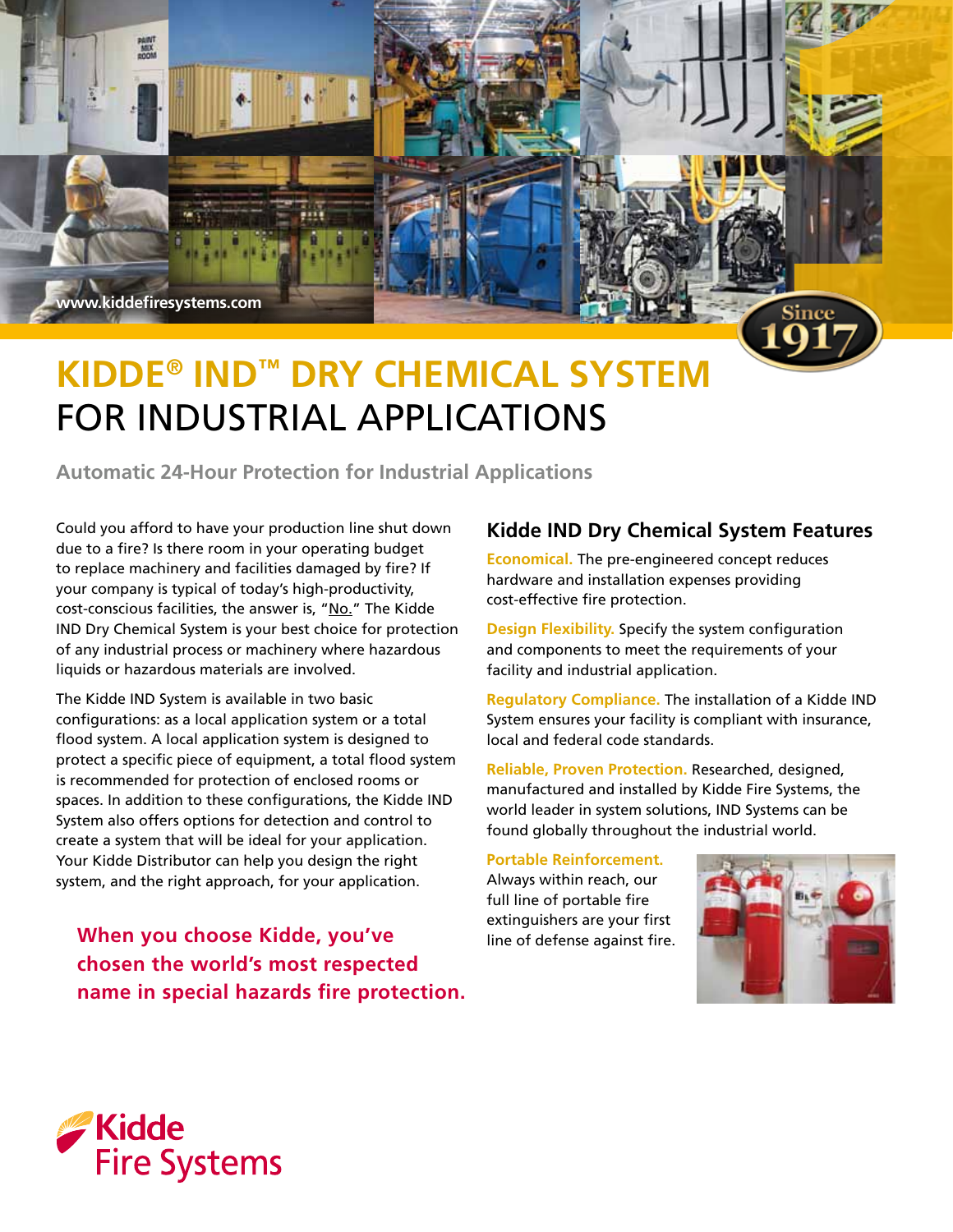www.kiddefiresystems.com

Since 1917

# KIDDE® IND™ DRY CHEMICAL SYSTEM FOR INDUSTRIAL APPLICATIONS

### Automatic 24-Hour Protection for Industrial Applications

Could you afford to have your production line shut down due to a fire? Is there room in your operating budget to replace machinery and facilities damaged by fire? If your company is typical of today's high-productivity, cost-conscious facilities, the answer is, "No." The Kidde IND Dry Chemical System is your best choice for protection of any industrial process or machinery where hazardous liquids or hazardous materials are involved.

The Kidde IND System is available in two basic configurations: as a local application system or a total flood system. A local application system is designed to protect a specific piece of equipment, a total flood system is recommended for protection of enclosed rooms or spaces. In addition to these configurations, the Kidde IND System also offers options for detection and control to create a system that will be ideal for your application. Your Kidde Distributor can help you design the right system, and the right approach, for your application.

**When you choose Kidde, you've chosen the world's most respected name in special hazards fire protection.**

## Kidde IND Dry Chemical System Features

**Economical.** The pre-engineered concept reduces hardware and installation expenses providing cost-effective fire protection.

**Design Flexibility.** Specify the system configuration and components to meet the requirements of your facility and industrial application.

**Regulatory Compliance.** The installation of a Kidde IND System ensures your facility is compliant with insurance, local and federal code standards.

**Reliable, Proven Protection.** Researched, designed, manufactured and installed by Kidde Fire Systems, the world leader in system solutions, IND Systems can be found globally throughout the industrial world.

**Portable Reinforcement.** Always within reach, our full line of portable fire extinguishers are your first line of defense against fire.

Kidde Fire Systems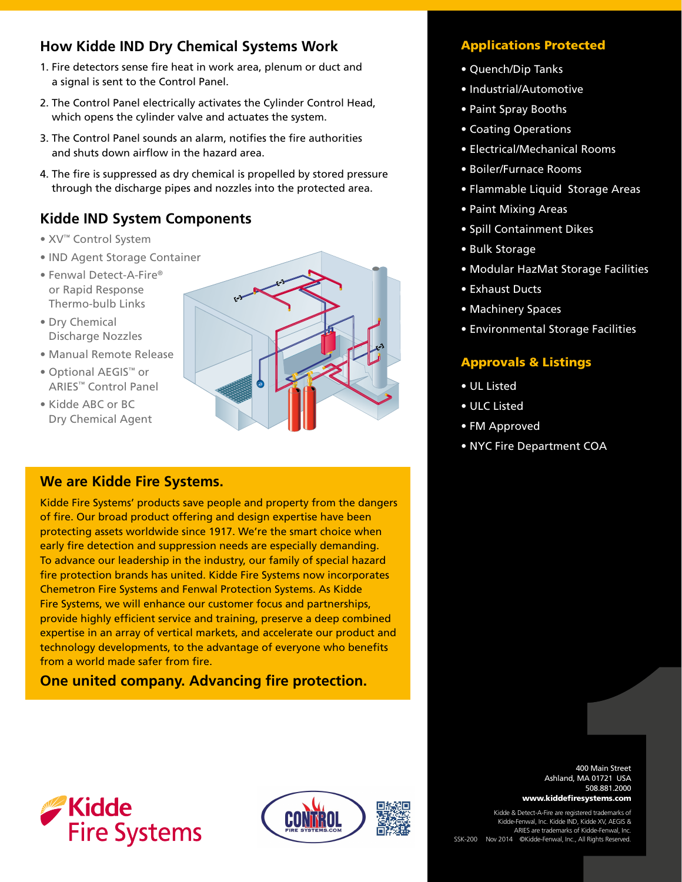## How Kidde IND Dry Chemical Systems Work

1. Fire detectors sense fire heat in work area, plenum or duct and a signal is sent to the Control Panel.
2. The Control Panel electrically activates the Cylinder Control Head, which opens the cylinder valve and actuates the system.
3. The Control Panel sounds an alarm, notifies the fire authorities and shuts down airflow in the hazard area.
4. The fire is suppressed as dry chemical is propelled by stored pressure through the discharge pipes and nozzles into the protected area.

## Kidde IND System Components

- XV™ Control System
- IND Agent Storage Container
- Fenwal Detect-A-Fire® or Rapid Response Thermo-bulb Links
- Dry Chemical Discharge Nozzles
- Manual Remote Release
- Optional AEGIS™ or ARIES™ Control Panel
- Kidde ABC or BC Dry Chemical Agent

## We are Kidde Fire Systems.

Kidde Fire Systems' products save people and property from the dangers of fire. Our broad product offering and design expertise have been protecting assets worldwide since 1917. We're the smart choice when early fire detection and suppression needs are especially demanding. To advance our leadership in the industry, our family of special hazard fire protection brands has united. Kidde Fire Systems now incorporates Chemetron Fire Systems and Fenwal Protection Systems. As Kidde Fire Systems, we will enhance our customer focus and partnerships, provide highly efficient service and training, preserve a deep combined expertise in an array of vertical markets, and accelerate our product and technology developments, to the advantage of everyone who benefits from a world made safer from fire.

**One united company. Advancing fire protection.**

## Applications Protected

- Quench/Dip Tanks
- Industrial/Automotive
- Paint Spray Booths
- Coating Operations
- Electrical/Mechanical Rooms
- Boiler/Furnace Rooms
- Flammable Liquid Storage Areas
- Paint Mixing Areas
- Spill Containment Dikes
- Bulk Storage
- Modular HazMat Storage Facilities
- Exhaust Ducts
- Machinery Spaces
- Environmental Storage Facilities

## Approvals & Listings

- UL Listed
- ULC Listed
- FM Approved
- NYC Fire Department COA

Kidde Fire Systems

CONTROL FIRE SYSTEMS.COM

400 Main Street
Ashland, MA 01721 USA
508.881.2000
**www.kiddefiresystems.com**

Kidde & Detect-A-Fire are registered trademarks of Kidde-Fenwal, Inc. Kidde IND, Kidde XV, AEGIS & ARIES are trademarks of Kidde-Fenwal, Inc.

SSK-200 Nov 2014 ©Kidde-Fenwal, Inc., All Rights Reserved.